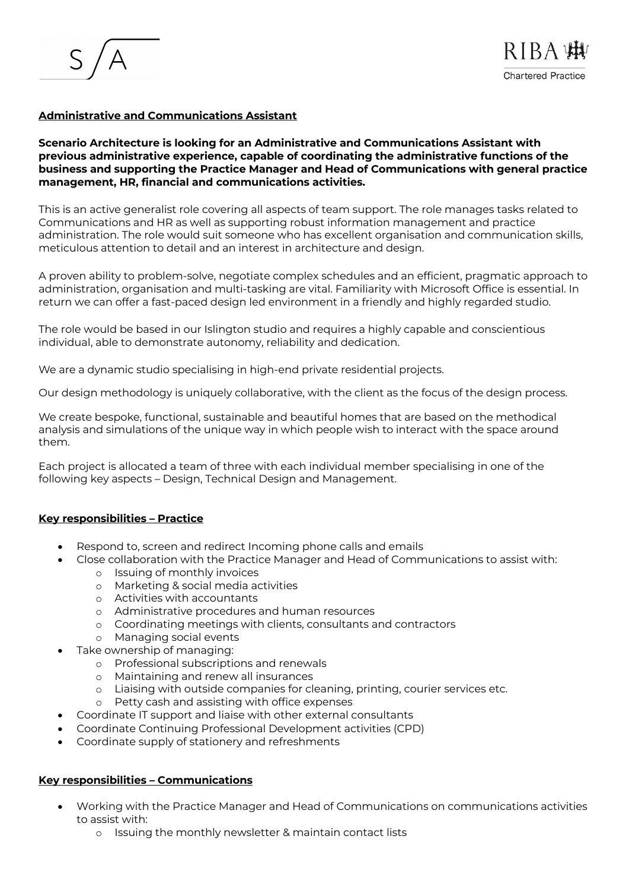S / A

RIBA Chartered Practice

**Administrative and Communications Assistant**

**Scenario Architecture is looking for an Administrative and Communications Assistant with previous administrative experience, capable of coordinating the administrative functions of the business and supporting the Practice Manager and Head of Communications with general practice management, HR, financial and communications activities.**

This is an active generalist role covering all aspects of team support. The role manages tasks related to Communications and HR as well as supporting robust information management and practice administration. The role would suit someone who has excellent organisation and communication skills, meticulous attention to detail and an interest in architecture and design.

A proven ability to problem-solve, negotiate complex schedules and an efficient, pragmatic approach to administration, organisation and multi-tasking are vital. Familiarity with Microsoft Office is essential. In return we can offer a fast-paced design led environment in a friendly and highly regarded studio.

The role would be based in our Islington studio and requires a highly capable and conscientious individual, able to demonstrate autonomy, reliability and dedication.

We are a dynamic studio specialising in high-end private residential projects.

Our design methodology is uniquely collaborative, with the client as the focus of the design process.

We create bespoke, functional, sustainable and beautiful homes that are based on the methodical analysis and simulations of the unique way in which people wish to interact with the space around them.

Each project is allocated a team of three with each individual member specialising in one of the following key aspects – Design, Technical Design and Management.

**Key responsibilities – Practice**

- Respond to, screen and redirect Incoming phone calls and emails
- Close collaboration with the Practice Manager and Head of Communications to assist with:
  - Issuing of monthly invoices
  - Marketing & social media activities
  - Activities with accountants
  - Administrative procedures and human resources
  - Coordinating meetings with clients, consultants and contractors
  - Managing social events
- Take ownership of managing:
  - Professional subscriptions and renewals
  - Maintaining and renew all insurances
  - Liaising with outside companies for cleaning, printing, courier services etc.
  - Petty cash and assisting with office expenses
- Coordinate IT support and liaise with other external consultants
- Coordinate Continuing Professional Development activities (CPD)
- Coordinate supply of stationery and refreshments

**Key responsibilities – Communications**

- Working with the Practice Manager and Head of Communications on communications activities to assist with:
  - Issuing the monthly newsletter & maintain contact lists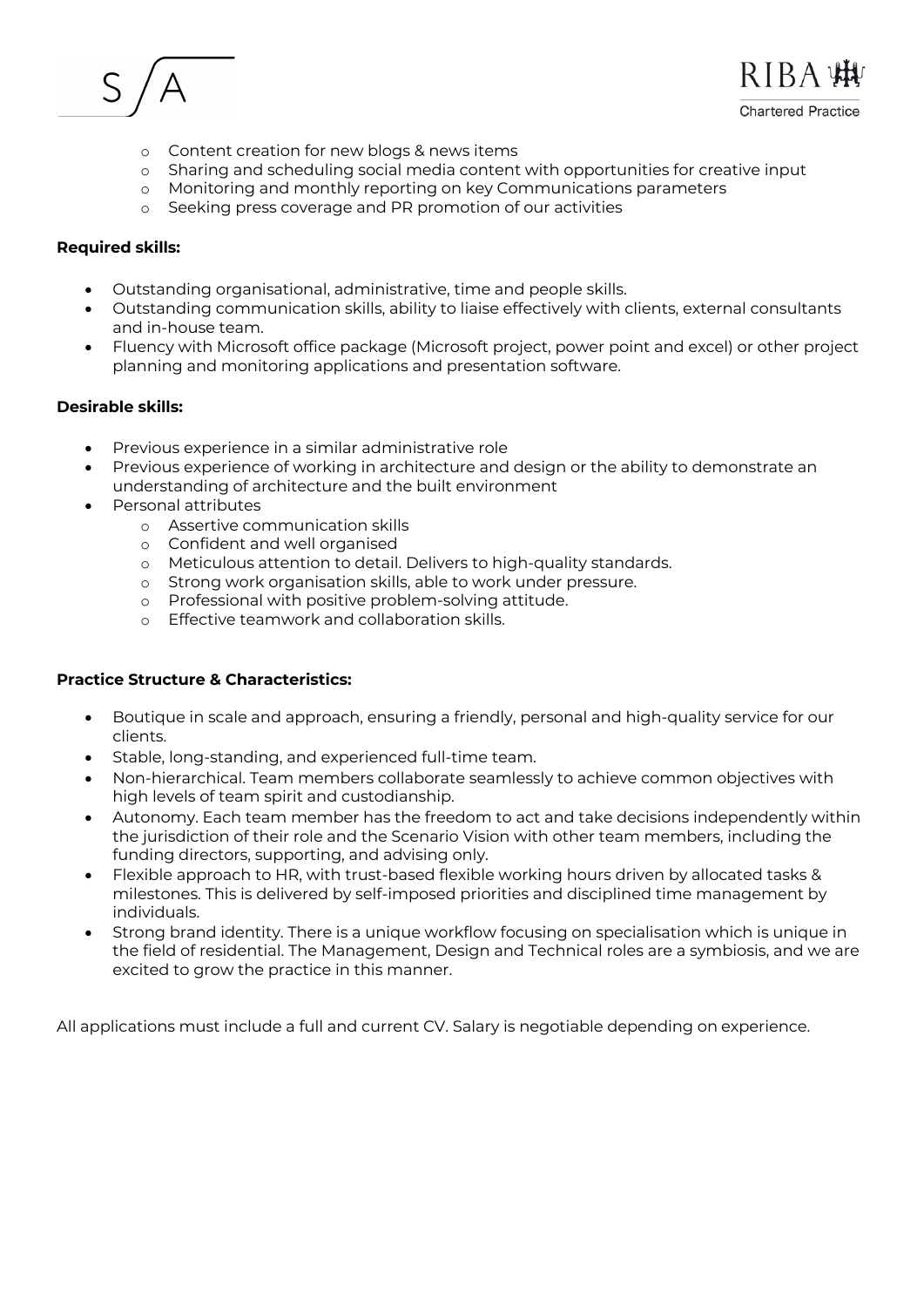- Content creation for new blogs & news items
- Sharing and scheduling social media content with opportunities for creative input
- Monitoring and monthly reporting on key Communications parameters
- Seeking press coverage and PR promotion of our activities

**Required skills:**

- Outstanding organisational, administrative, time and people skills.
- Outstanding communication skills, ability to liaise effectively with clients, external consultants and in-house team.
- Fluency with Microsoft office package (Microsoft project, power point and excel) or other project planning and monitoring applications and presentation software.

**Desirable skills:**

- Previous experience in a similar administrative role
- Previous experience of working in architecture and design or the ability to demonstrate an understanding of architecture and the built environment
- Personal attributes
    - Assertive communication skills
    - Confident and well organised
    - Meticulous attention to detail. Delivers to high-quality standards.
    - Strong work organisation skills, able to work under pressure.
    - Professional with positive problem-solving attitude.
    - Effective teamwork and collaboration skills.

**Practice Structure & Characteristics:**

- Boutique in scale and approach, ensuring a friendly, personal and high-quality service for our clients.
- Stable, long-standing, and experienced full-time team.
- Non-hierarchical. Team members collaborate seamlessly to achieve common objectives with high levels of team spirit and custodianship.
- Autonomy. Each team member has the freedom to act and take decisions independently within the jurisdiction of their role and the Scenario Vision with other team members, including the funding directors, supporting, and advising only.
- Flexible approach to HR, with trust-based flexible working hours driven by allocated tasks & milestones. This is delivered by self-imposed priorities and disciplined time management by individuals.
- Strong brand identity. There is a unique workflow focusing on specialisation which is unique in the field of residential. The Management, Design and Technical roles are a symbiosis, and we are excited to grow the practice in this manner.

All applications must include a full and current CV. Salary is negotiable depending on experience.